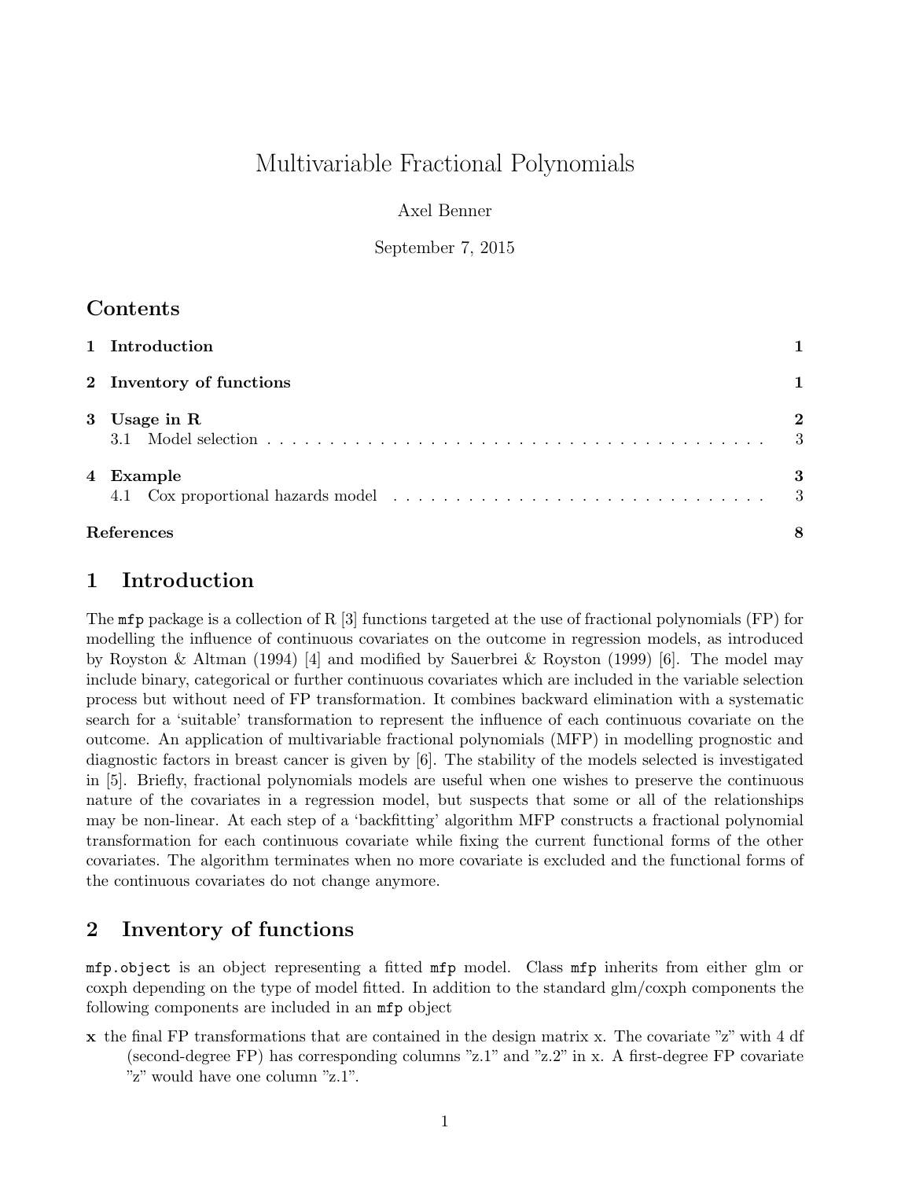# Multivariable Fractional Polynomials

Axel Benner

September 7, 2015

## Contents

1 Introduction 1

2 Inventory of functions 1

3 Usage in R 2
- 3.1 Model selection 3

4 Example 3
- 4.1 Cox proportional hazards model 3

References 8

## 1 Introduction

The `mfp` package is a collection of R [3] functions targeted at the use of fractional polynomials (FP) for modelling the influence of continuous covariates on the outcome in regression models, as introduced by Royston & Altman (1994) [4] and modified by Sauerbrei & Royston (1999) [6]. The model may include binary, categorical or further continuous covariates which are included in the variable selection process but without need of FP transformation. It combines backward elimination with a systematic search for a 'suitable' transformation to represent the influence of each continuous covariate on the outcome. An application of multivariable fractional polynomials (MFP) in modelling prognostic and diagnostic factors in breast cancer is given by [6]. The stability of the models selected is investigated in [5]. Briefly, fractional polynomials models are useful when one wishes to preserve the continuous nature of the covariates in a regression model, but suspects that some or all of the relationships may be non-linear. At each step of a 'backfitting' algorithm MFP constructs a fractional polynomial transformation for each continuous covariate while fixing the current functional forms of the other covariates. The algorithm terminates when no more covariate is excluded and the functional forms of the continuous covariates do not change anymore.

## 2 Inventory of functions

`mfp.object` is an object representing a fitted `mfp` model. Class `mfp` inherits from either glm or coxph depending on the type of model fitted. In addition to the standard glm/coxph components the following components are included in an `mfp` object

**x** the final FP transformations that are contained in the design matrix x. The covariate "z" with 4 df (second-degree FP) has corresponding columns "z.1" and "z.2" in x. A first-degree FP covariate "z" would have one column "z.1".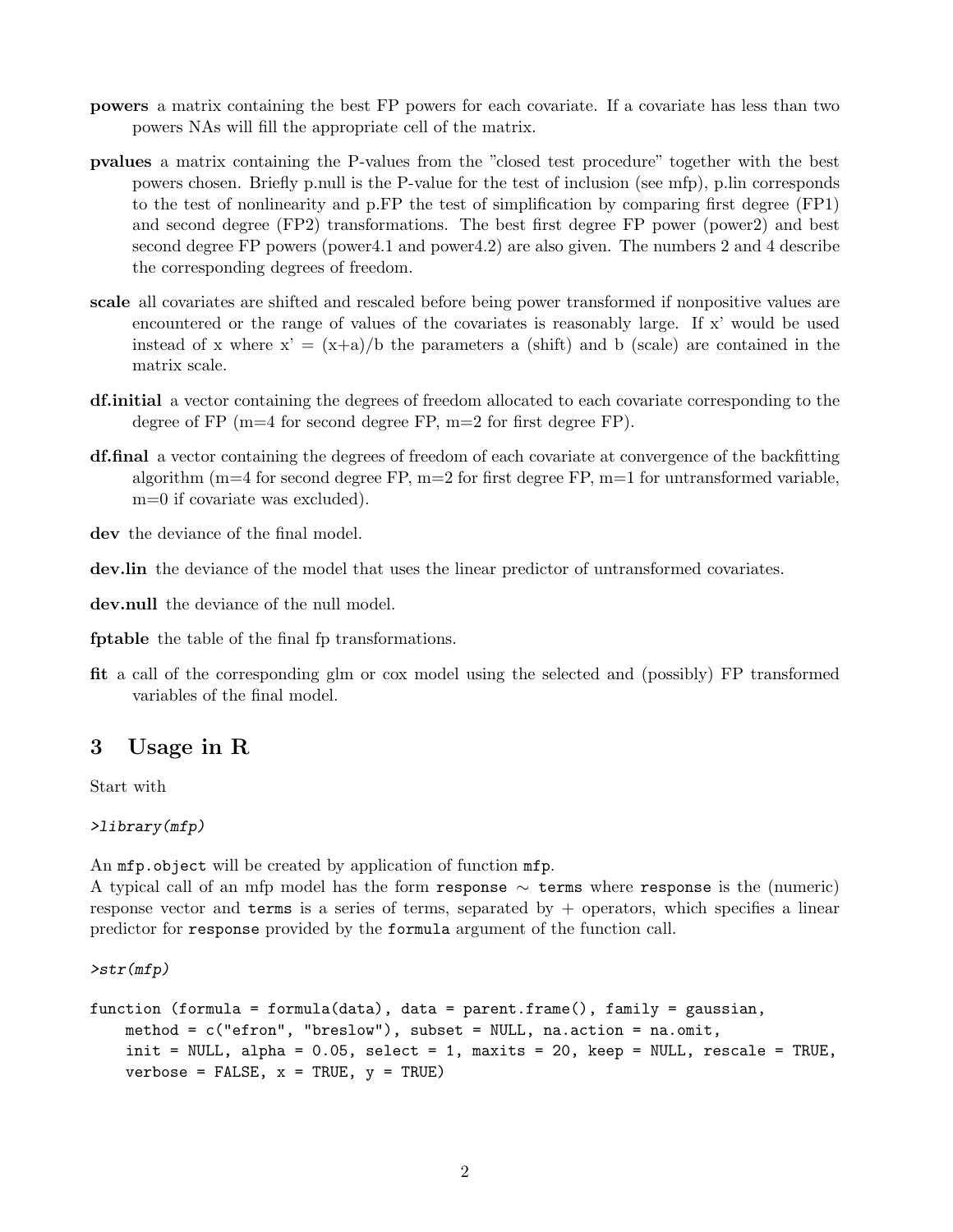**powers** a matrix containing the best FP powers for each covariate. If a covariate has less than two powers NAs will fill the appropriate cell of the matrix.

**pvalues** a matrix containing the P-values from the "closed test procedure" together with the best powers chosen. Briefly p.null is the P-value for the test of inclusion (see mfp), p.lin corresponds to the test of nonlinearity and p.FP the test of simplification by comparing first degree (FP1) and second degree (FP2) transformations. The best first degree FP power (power2) and best second degree FP powers (power4.1 and power4.2) are also given. The numbers 2 and 4 describe the corresponding degrees of freedom.

**scale** all covariates are shifted and rescaled before being power transformed if nonpositive values are encountered or the range of values of the covariates is reasonably large. If x' would be used instead of x where x' = (x+a)/b the parameters a (shift) and b (scale) are contained in the matrix scale.

**df.initial** a vector containing the degrees of freedom allocated to each covariate corresponding to the degree of FP (m=4 for second degree FP, m=2 for first degree FP).

**df.final** a vector containing the degrees of freedom of each covariate at convergence of the backfitting algorithm (m=4 for second degree FP, m=2 for first degree FP, m=1 for untransformed variable, m=0 if covariate was excluded).

**dev** the deviance of the final model.

**dev.lin** the deviance of the model that uses the linear predictor of untransformed covariates.

**dev.null** the deviance of the null model.

**fptable** the table of the final fp transformations.

**fit** a call of the corresponding glm or cox model using the selected and (possibly) FP transformed variables of the final model.

## 3 Usage in R

Start with

```
>library(mfp)
```

An `mfp.object` will be created by application of function `mfp`.
A typical call of an mfp model has the form `response` ∼ `terms` where `response` is the (numeric) response vector and `terms` is a series of terms, separated by + operators, which specifies a linear predictor for `response` provided by the `formula` argument of the function call.

```
>str(mfp)

function (formula = formula(data), data = parent.frame(), family = gaussian,
    method = c("efron", "breslow"), subset = NULL, na.action = na.omit,
    init = NULL, alpha = 0.05, select = 1, maxits = 20, keep = NULL, rescale = TRUE,
    verbose = FALSE, x = TRUE, y = TRUE)
```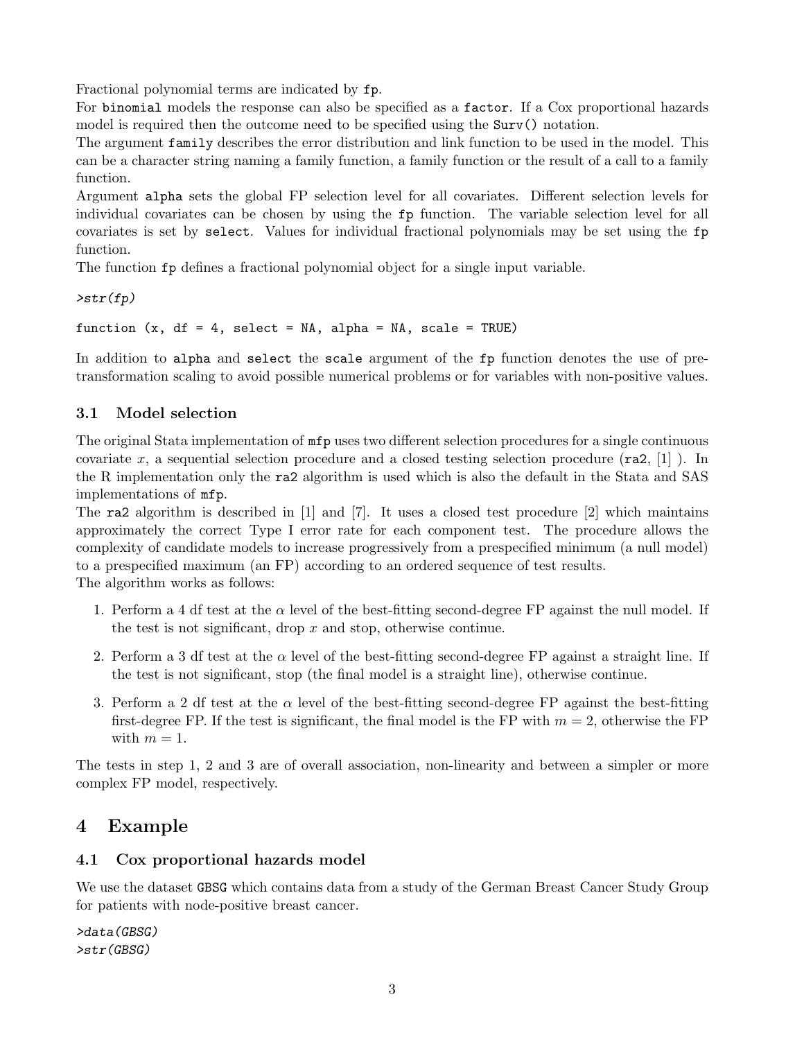Fractional polynomial terms are indicated by `fp`.
For `binomial` models the response can also be specified as a `factor`. If a Cox proportional hazards model is required then the outcome need to be specified using the `Surv()` notation.
The argument `family` describes the error distribution and link function to be used in the model. This can be a character string naming a family function, a family function or the result of a call to a family function.
Argument `alpha` sets the global FP selection level for all covariates. Different selection levels for individual covariates can be chosen by using the `fp` function. The variable selection level for all covariates is set by `select`. Values for individual fractional polynomials may be set using the `fp` function.
The function `fp` defines a fractional polynomial object for a single input variable.

```
>str(fp)

function (x, df = 4, select = NA, alpha = NA, scale = TRUE)
```

In addition to `alpha` and `select` the `scale` argument of the `fp` function denotes the use of pre-transformation scaling to avoid possible numerical problems or for variables with non-positive values.

### 3.1 Model selection

The original Stata implementation of `mfp` uses two different selection procedures for a single continuous covariate $x$, a sequential selection procedure and a closed testing selection procedure (`ra2`, [1] ). In the R implementation only the `ra2` algorithm is used which is also the default in the Stata and SAS implementations of `mfp`.
The `ra2` algorithm is described in [1] and [7]. It uses a closed test procedure [2] which maintains approximately the correct Type I error rate for each component test. The procedure allows the complexity of candidate models to increase progressively from a prespecified minimum (a null model) to a prespecified maximum (an FP) according to an ordered sequence of test results.
The algorithm works as follows:

1. Perform a 4 df test at the $\alpha$ level of the best-fitting second-degree FP against the null model. If the test is not significant, drop $x$ and stop, otherwise continue.
2. Perform a 3 df test at the $\alpha$ level of the best-fitting second-degree FP against a straight line. If the test is not significant, stop (the final model is a straight line), otherwise continue.
3. Perform a 2 df test at the $\alpha$ level of the best-fitting second-degree FP against the best-fitting first-degree FP. If the test is significant, the final model is the FP with $m = 2$, otherwise the FP with $m = 1$.

The tests in step 1, 2 and 3 are of overall association, non-linearity and between a simpler or more complex FP model, respectively.

## 4 Example

### 4.1 Cox proportional hazards model

We use the dataset `GBSG` which contains data from a study of the German Breast Cancer Study Group for patients with node-positive breast cancer.

```
>data(GBSG)
>str(GBSG)
```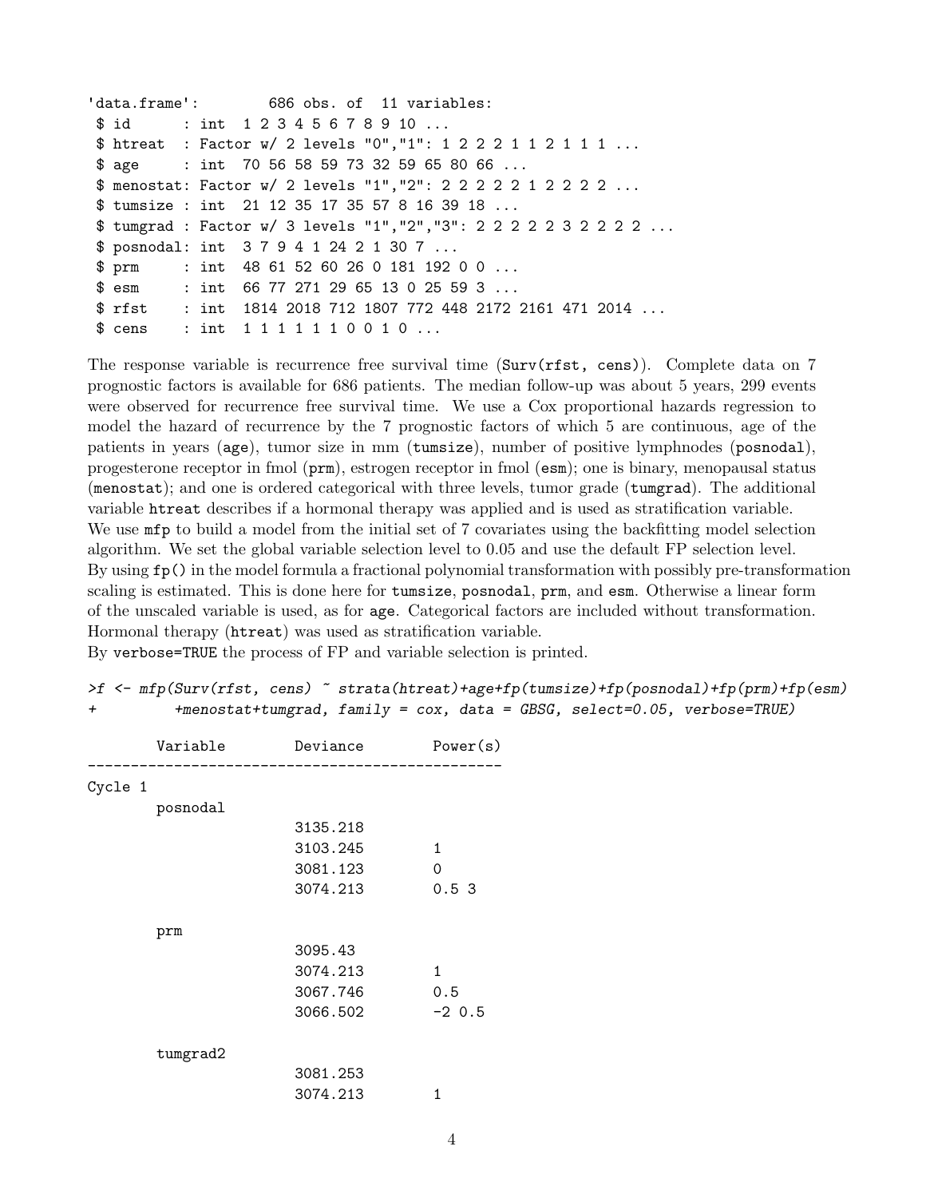```
'data.frame':        686 obs. of  11 variables:
 $ id      : int  1 2 3 4 5 6 7 8 9 10 ...
 $ htreat  : Factor w/ 2 levels "0","1": 1 2 2 2 1 1 2 1 1 1 ...
 $ age     : int  70 56 58 59 73 32 59 65 80 66 ...
 $ menostat: Factor w/ 2 levels "1","2": 2 2 2 2 2 1 2 2 2 2 ...
 $ tumsize : int  21 12 35 17 35 57 8 16 39 18 ...
 $ tumgrad : Factor w/ 3 levels "1","2","3": 2 2 2 2 2 3 2 2 2 2 ...
 $ posnodal: int  3 7 9 4 1 24 2 1 30 7 ...
 $ prm     : int  48 61 52 60 26 0 181 192 0 0 ...
 $ esm     : int  66 77 271 29 65 13 0 25 59 3 ...
 $ rfst    : int  1814 2018 712 1807 772 448 2172 2161 471 2014 ...
 $ cens    : int  1 1 1 1 1 1 0 0 1 0 ...
```

The response variable is recurrence free survival time (`Surv(rfst, cens)`). Complete data on 7 prognostic factors is available for 686 patients. The median follow-up was about 5 years, 299 events were observed for recurrence free survival time. We use a Cox proportional hazards regression to model the hazard of recurrence by the 7 prognostic factors of which 5 are continuous, age of the patients in years (`age`), tumor size in mm (`tumsize`), number of positive lymphnodes (`posnodal`), progesterone receptor in fmol (`prm`), estrogen receptor in fmol (`esm`); one is binary, menopausal status (`menostat`); and one is ordered categorical with three levels, tumor grade (`tumgrad`). The additional variable `htreat` describes if a hormonal therapy was applied and is used as stratification variable.
We use `mfp` to build a model from the initial set of 7 covariates using the backfitting model selection algorithm. We set the global variable selection level to 0.05 and use the default FP selection level.
By using `fp()` in the model formula a fractional polynomial transformation with possibly pre-transformation scaling is estimated. This is done here for `tumsize`, `posnodal`, `prm`, and `esm`. Otherwise a linear form of the unscaled variable is used, as for `age`. Categorical factors are included without transformation. Hormonal therapy (`htreat`) was used as stratification variable.
By `verbose=TRUE` the process of FP and variable selection is printed.

```
>f <- mfp(Surv(rfst, cens) ~ strata(htreat)+age+fp(tumsize)+fp(posnodal)+fp(prm)+fp(esm)
+        +menostat+tumgrad, family = cox, data = GBSG, select=0.05, verbose=TRUE)

        Variable        Deviance        Power(s)
------------------------------------------------
Cycle 1
        posnodal
                        3135.218
                        3103.245        1
                        3081.123        0
                        3074.213        0.5 3

        prm
                        3095.43
                        3074.213        1
                        3067.746        0.5
                        3066.502        -2 0.5

        tumgrad2
                        3081.253
                        3074.213        1
```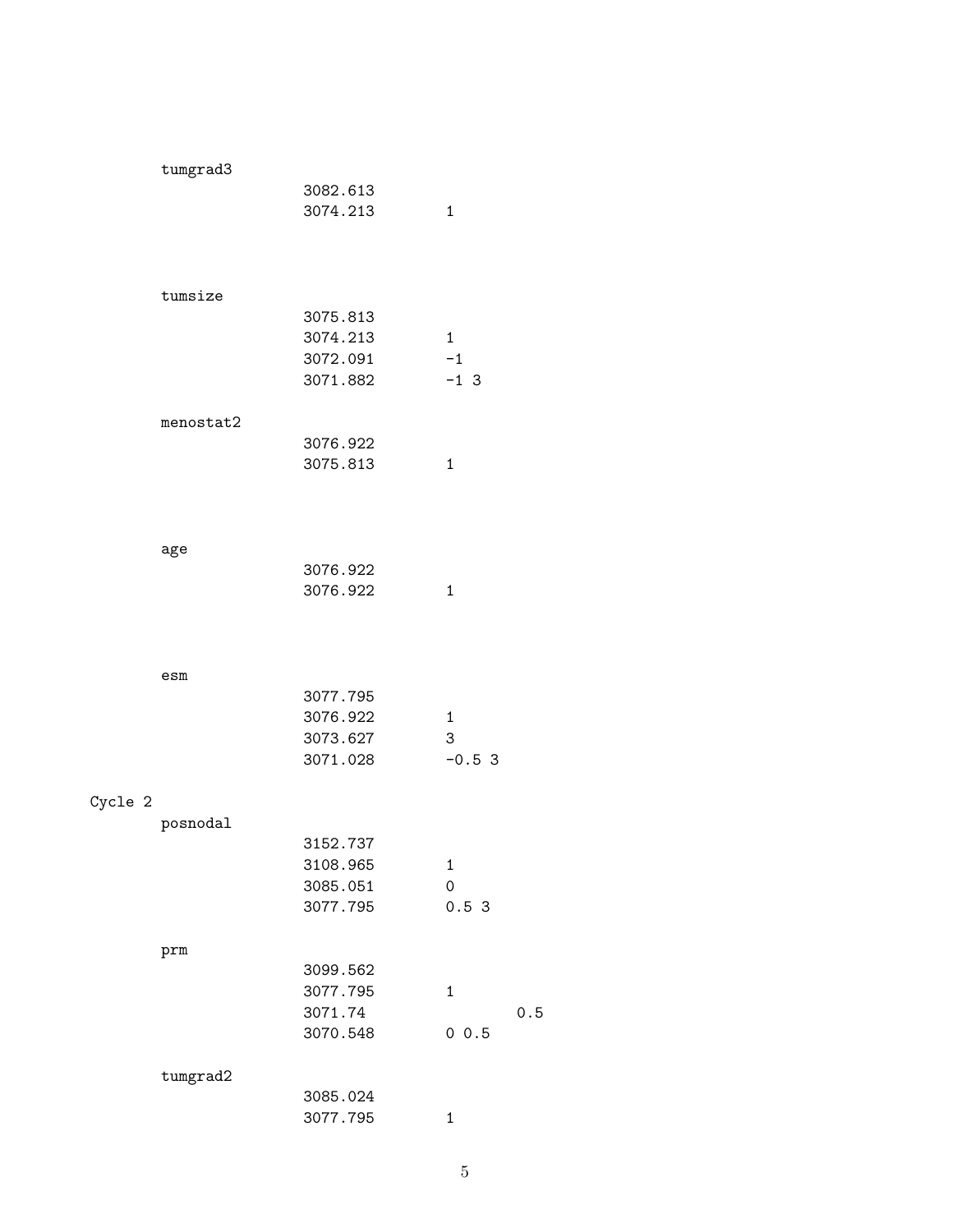```
        tumgrad3
                        3082.613
                        3074.213        1



        tumsize
                        3075.813
                        3074.213        1
                        3072.091        -1
                        3071.882        -1 3

        menostat2
                        3076.922
                        3075.813        1



        age
                        3076.922
                        3076.922        1



        esm
                        3077.795
                        3076.922        1
                        3073.627        3
                        3071.028        -0.5 3

Cycle 2
        posnodal
                        3152.737
                        3108.965        1
                        3085.051        0
                        3077.795        0.5 3

        prm
                        3099.562
                        3077.795        1
                        3071.74                 0.5
                        3070.548        0 0.5

        tumgrad2
                        3085.024
                        3077.795        1
```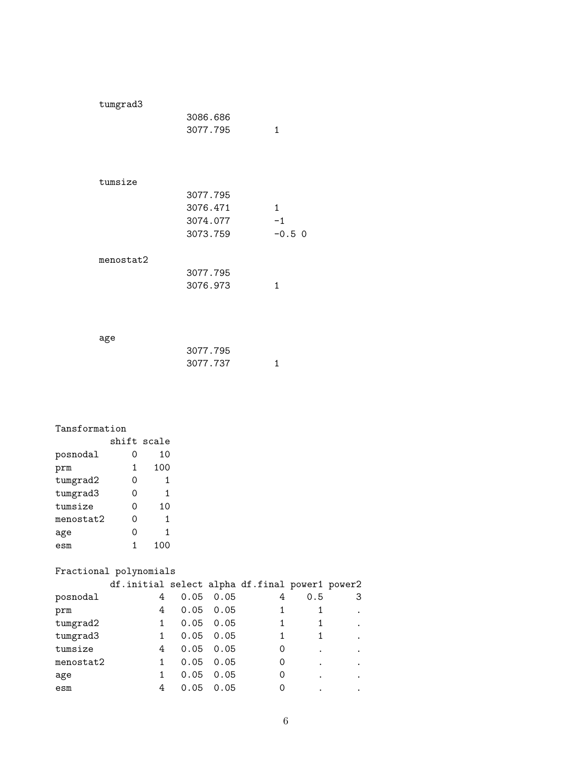```
        tumgrad3
                         3086.686
                         3077.795        1



        tumsize
                         3077.795
                         3076.471        1
                         3074.077        -1
                         3073.759        -0.5 0

        menostat2
                         3077.795
                         3076.973        1



        age
                         3077.795
                         3077.737        1




Tansformation
          shift scale
posnodal      0    10
prm           1   100
tumgrad2      0     1
tumgrad3      0     1
tumsize       0    10
menostat2     0     1
age           0     1
esm           1   100

Fractional polynomials
          df.initial select alpha df.final power1 power2
posnodal           4   0.05  0.05        4    0.5      3
prm                4   0.05  0.05        1      1      .
tumgrad2           1   0.05  0.05        1      1      .
tumgrad3           1   0.05  0.05        1      1      .
tumsize            4   0.05  0.05        0      .      .
menostat2          1   0.05  0.05        0      .      .
age                1   0.05  0.05        0      .      .
esm                4   0.05  0.05        0      .      .
```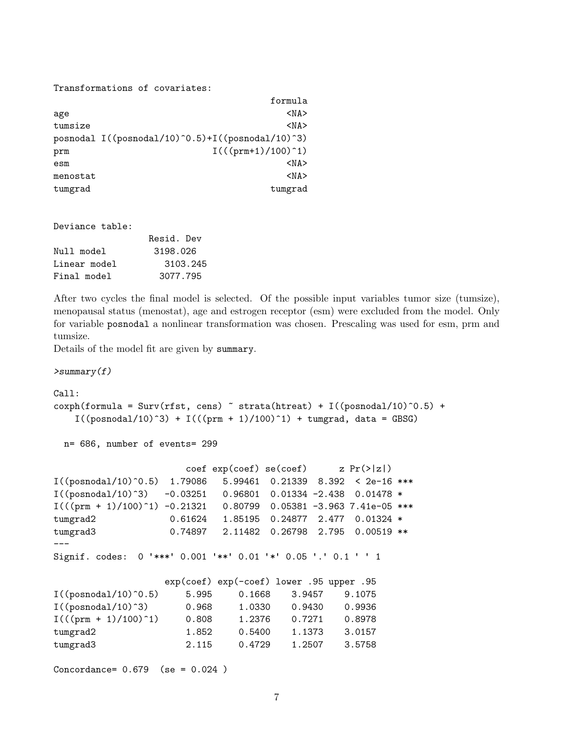```
Transformations of covariates:
                                          formula
age                                          <NA>
tumsize                                      <NA>
posnodal I((posnodal/10)^0.5)+I((posnodal/10)^3)
prm                            I(((prm+1)/100)^1)
esm                                          <NA>
menostat                                     <NA>
tumgrad                                   tumgrad


Deviance table:
                 Resid. Dev
Null model        3198.026
Linear model       3103.245
Final model       3077.795
```

After two cycles the final model is selected. Of the possible input variables tumor size (tumsize), menopausal status (menostat), age and estrogen receptor (esm) were excluded from the model. Only for variable posnodal a nonlinear transformation was chosen. Prescaling was used for esm, prm and tumsize.
Details of the model fit are given by summary.

```
>summary(f)

Call:
coxph(formula = Surv(rfst, cens) ~ strata(htreat) + I((posnodal/10)^0.5) +
    I((posnodal/10)^3) + I(((prm + 1)/100)^1) + tumgrad, data = GBSG)

  n= 686, number of events= 299

                         coef exp(coef) se(coef)      z Pr(>|z|)
I((posnodal/10)^0.5)  1.79086   5.99461  0.21339  8.392  < 2e-16 ***
I((posnodal/10)^3)   -0.03251   0.96801  0.01334 -2.438  0.01478 *
I(((prm + 1)/100)^1) -0.21321   0.80799  0.05381 -3.963 7.41e-05 ***
tumgrad2              0.61624   1.85195  0.24877  2.477  0.01324 *
tumgrad3              0.74897   2.11482  0.26798  2.795  0.00519 **
---
Signif. codes:  0 '***' 0.001 '**' 0.01 '*' 0.05 '.' 0.1 ' ' 1

                     exp(coef) exp(-coef) lower .95 upper .95
I((posnodal/10)^0.5)     5.995     0.1668    3.9457    9.1075
I((posnodal/10)^3)       0.968     1.0330    0.9430    0.9936
I(((prm + 1)/100)^1)     0.808     1.2376    0.7271    0.8978
tumgrad2                 1.852     0.5400    1.1373    3.0157
tumgrad3                 2.115     0.4729    1.2507    3.5758

Concordance= 0.679  (se = 0.024 )
```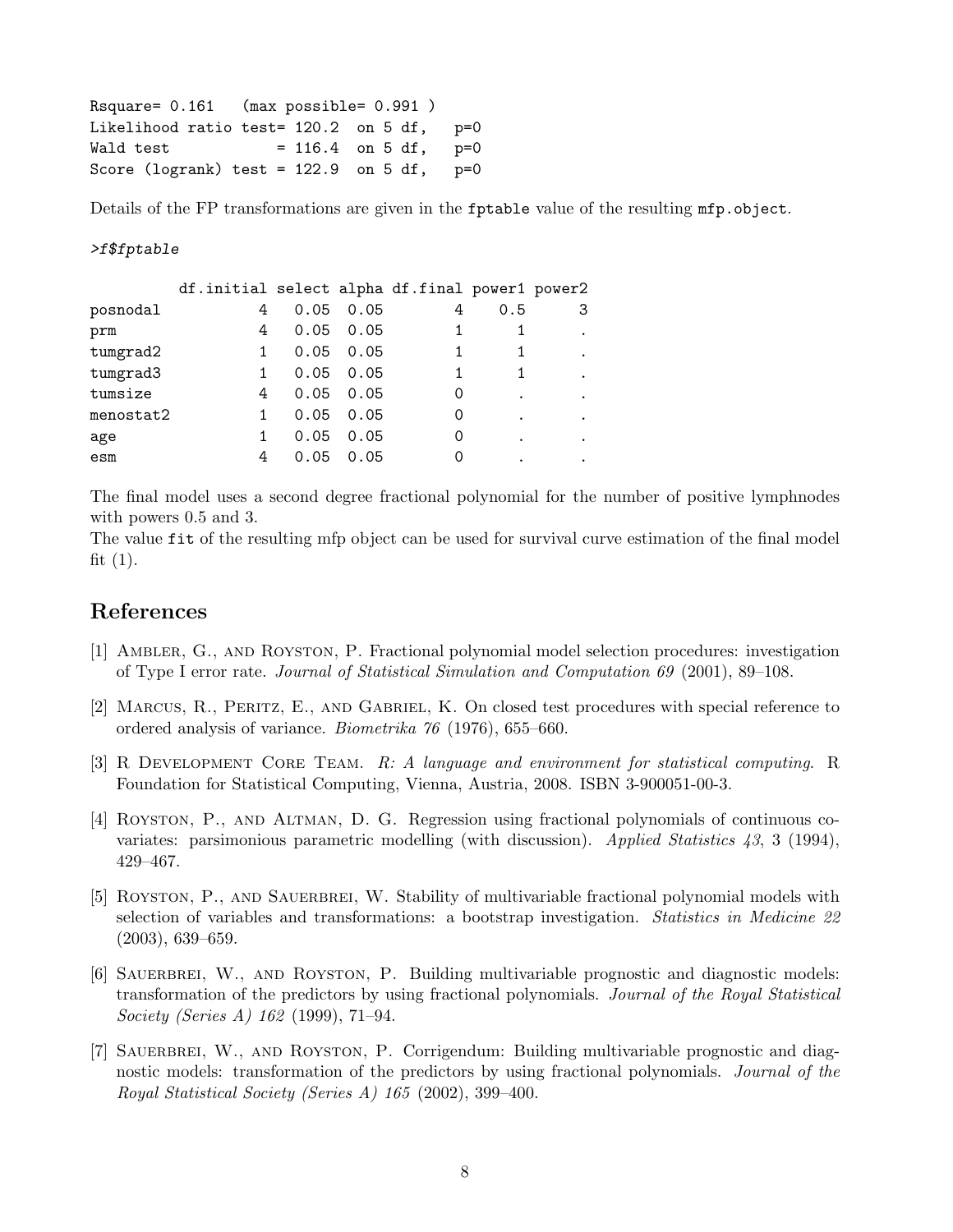```
Rsquare= 0.161   (max possible= 0.991 )
Likelihood ratio test= 120.2  on 5 df,   p=0
Wald test            = 116.4  on 5 df,   p=0
Score (logrank) test = 122.9  on 5 df,   p=0
```

Details of the FP transformations are given in the `fptable` value of the resulting `mfp.object`.

*>f$fptable*

```
          df.initial select alpha df.final power1 power2
posnodal           4   0.05  0.05        4    0.5      3
prm                4   0.05  0.05        1      1      .
tumgrad2           1   0.05  0.05        1      1      .
tumgrad3           1   0.05  0.05        1      1      .
tumsize            4   0.05  0.05        0      .      .
menostat2          1   0.05  0.05        0      .      .
age                1   0.05  0.05        0      .      .
esm                4   0.05  0.05        0      .      .
```

The final model uses a second degree fractional polynomial for the number of positive lymphnodes with powers 0.5 and 3.
The value `fit` of the resulting mfp object can be used for survival curve estimation of the final model fit (1).

## References

[1] Ambler, G., and Royston, P. Fractional polynomial model selection procedures: investigation of Type I error rate. *Journal of Statistical Simulation and Computation 69* (2001), 89–108.

[2] Marcus, R., Peritz, E., and Gabriel, K. On closed test procedures with special reference to ordered analysis of variance. *Biometrika 76* (1976), 655–660.

[3] R Development Core Team. *R: A language and environment for statistical computing*. R Foundation for Statistical Computing, Vienna, Austria, 2008. ISBN 3-900051-00-3.

[4] Royston, P., and Altman, D. G. Regression using fractional polynomials of continuous covariates: parsimonious parametric modelling (with discussion). *Applied Statistics 43*, 3 (1994), 429–467.

[5] Royston, P., and Sauerbrei, W. Stability of multivariable fractional polynomial models with selection of variables and transformations: a bootstrap investigation. *Statistics in Medicine 22* (2003), 639–659.

[6] Sauerbrei, W., and Royston, P. Building multivariable prognostic and diagnostic models: transformation of the predictors by using fractional polynomials. *Journal of the Royal Statistical Society (Series A) 162* (1999), 71–94.

[7] Sauerbrei, W., and Royston, P. Corrigendum: Building multivariable prognostic and diagnostic models: transformation of the predictors by using fractional polynomials. *Journal of the Royal Statistical Society (Series A) 165* (2002), 399–400.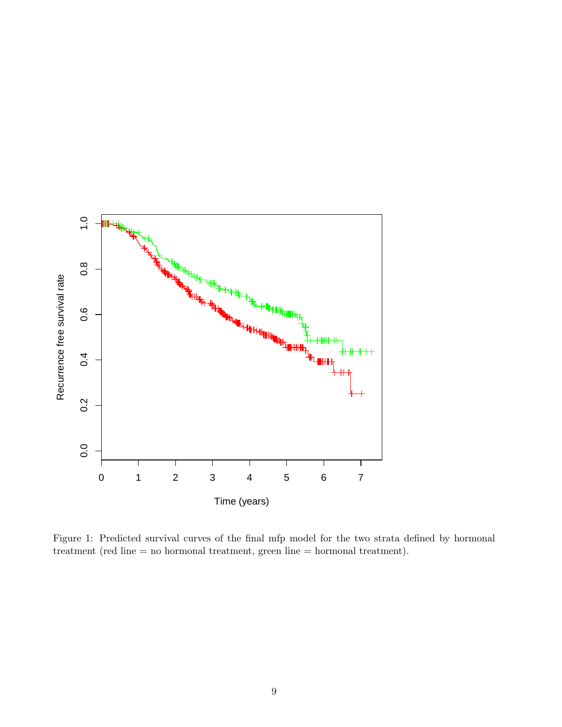Recurrence free survival rate

0.0
0.2
0.4
0.6
0.8
1.0

0
1
2
3
4
5
6
7

Time (years)

Figure 1: Predicted survival curves of the final mfp model for the two strata defined by hormonal treatment (red line = no hormonal treatment, green line = hormonal treatment).